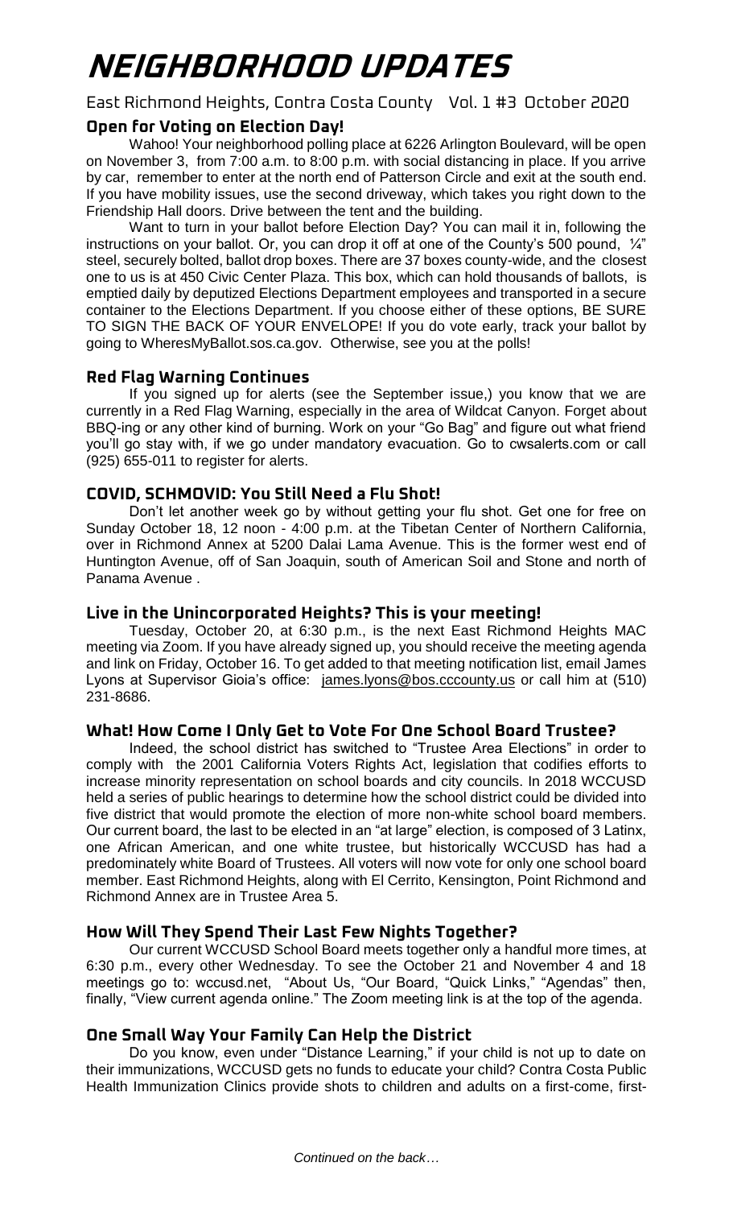# NEIGHBORHOOD UPDATES

East Richmond Heights, Contra Costa County Vol. 1 #3 October 2020

## Open for Voting on Election Day!

Wahoo! Your neighborhood polling place at 6226 Arlington Boulevard, will be open on November 3, from 7:00 a.m. to 8:00 p.m. with social distancing in place. If you arrive by car, remember to enter at the north end of Patterson Circle and exit at the south end. If you have mobility issues, use the second driveway, which takes you right down to the Friendship Hall doors. Drive between the tent and the building.

Want to turn in your ballot before Election Day? You can mail it in, following the instructions on your ballot. Or, you can drop it off at one of the County's 500 pound, ¼" steel, securely bolted, ballot drop boxes. There are 37 boxes county-wide, and the closest one to us is at 450 Civic Center Plaza. This box, which can hold thousands of ballots, is emptied daily by deputized Elections Department employees and transported in a secure container to the Elections Department. If you choose either of these options, BE SURE TO SIGN THE BACK OF YOUR ENVELOPE! If you do vote early, track your ballot by going to WheresMyBallot.sos.ca.gov. Otherwise, see you at the polls!

## Red Flag Warning Continues

If you signed up for alerts (see the September issue,) you know that we are currently in a Red Flag Warning, especially in the area of Wildcat Canyon. Forget about BBQ-ing or any other kind of burning. Work on your "Go Bag" and figure out what friend you'll go stay with, if we go under mandatory evacuation. Go to cwsalerts.com or call (925) 655-011 to register for alerts.

## COVID, SCHMOVID: You Still Need a Flu Shot!

Don't let another week go by without getting your flu shot. Get one for free on Sunday October 18, 12 noon - 4:00 p.m. at the Tibetan Center of Northern California, over in Richmond Annex at 5200 Dalai Lama Avenue. This is the former west end of Huntington Avenue, off of San Joaquin, south of American Soil and Stone and north of Panama Avenue .

## Live in the Unincorporated Heights? This is your meeting!

Tuesday, October 20, at 6:30 p.m., is the next East Richmond Heights MAC meeting via Zoom. If you have already signed up, you should receive the meeting agenda and link on Friday, October 16. To get added to that meeting notification list, email James Lyons at Supervisor Gioia's office: james.lyons@bos.cccounty.us or call him at (510) 231-8686.

## What! How Come I Only Get to Vote For One School Board Trustee?

Indeed, the school district has switched to "Trustee Area Elections" in order to comply with the 2001 California Voters Rights Act, legislation that codifies efforts to increase minority representation on school boards and city councils. In 2018 WCCUSD held a series of public hearings to determine how the school district could be divided into five district that would promote the election of more non-white school board members. Our current board, the last to be elected in an "at large" election, is composed of 3 Latinx, one African American, and one white trustee, but historically WCCUSD has had a predominately white Board of Trustees. All voters will now vote for only one school board member. East Richmond Heights, along with El Cerrito, Kensington, Point Richmond and Richmond Annex are in Trustee Area 5.

## How Will They Spend Their Last Few Nights Together?

Our current WCCUSD School Board meets together only a handful more times, at 6:30 p.m., every other Wednesday. To see the October 21 and November 4 and 18 meetings go to: wccusd.net, "About Us, "Our Board, "Quick Links," "Agendas" then, finally, "View current agenda online." The Zoom meeting link is at the top of the agenda.

## One Small Way Your Family Can Help the District

Do you know, even under "Distance Learning," if your child is not up to date on their immunizations, WCCUSD gets no funds to educate your child? Contra Costa Public Health Immunization Clinics provide shots to children and adults on a first-come, first-

*Continued on the back…*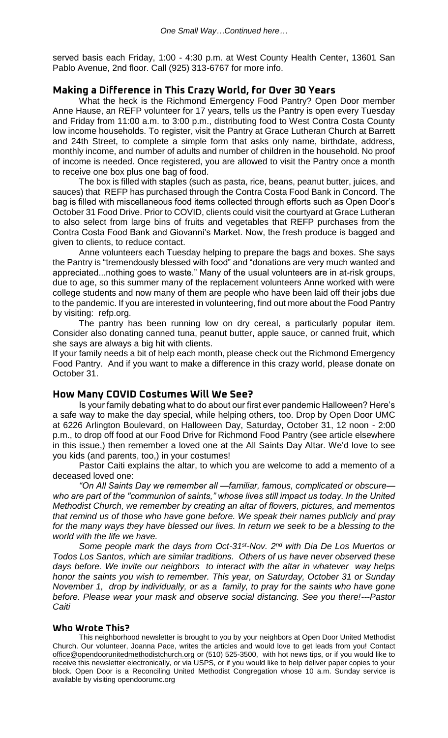*One Small Way…Continued here…*

served basis each Friday, 1:00 - 4:30 p.m. at West County Health Center, 13601 San Pablo Avenue, 2nd floor. Call (925) 313-6767 for more info.

## Making a Difference in This Crazy World, for Over 30 Years

What the heck is the Richmond Emergency Food Pantry? Open Door member Anne Hause, an REFP volunteer for 17 years, tells us the Pantry is open every Tuesday and Friday from 11:00 a.m. to 3:00 p.m., distributing food to West Contra Costa County low income households. To register, visit the Pantry at Grace Lutheran Church at Barrett and 24th Street, to complete a simple form that asks only name, birthdate, address, monthly income, and number of adults and number of children in the household. No proof of income is needed. Once registered, you are allowed to visit the Pantry once a month to receive one box plus one bag of food.

The box is filled with staples (such as pasta, rice, beans, peanut butter, juices, and sauces) that REFP has purchased through the Contra Costa Food Bank in Concord. The bag is filled with miscellaneous food items collected through efforts such as Open Door's October 31 Food Drive. Prior to COVID, clients could visit the courtyard at Grace Lutheran to also select from large bins of fruits and vegetables that REFP purchases from the Contra Costa Food Bank and Giovanni's Market. Now, the fresh produce is bagged and given to clients, to reduce contact.

Anne volunteers each Tuesday helping to prepare the bags and boxes. She says the Pantry is "tremendously blessed with food" and "donations are very much wanted and appreciated...nothing goes to waste." Many of the usual volunteers are in at-risk groups, due to age, so this summer many of the replacement volunteers Anne worked with were college students and now many of them are people who have been laid off their jobs due to the pandemic. If you are interested in volunteering, find out more about the Food Pantry by visiting: refp.org.

The pantry has been running low on dry cereal, a particularly popular item. Consider also donating canned tuna, peanut butter, apple sauce, or canned fruit, which she says are always a big hit with clients.

If your family needs a bit of help each month, please check out the Richmond Emergency Food Pantry. And if you want to make a difference in this crazy world, please donate on October 31.

## How Many COVID Costumes Will We See?

Is your family debating what to do about our first ever pandemic Halloween? Here's a safe way to make the day special, while helping others, too. Drop by Open Door UMC at 6226 Arlington Boulevard, on Halloween Day, Saturday, October 31, 12 noon - 2:00 p.m., to drop off food at our Food Drive for Richmond Food Pantry (see article elsewhere in this issue,) then remember a loved one at the All Saints Day Altar. We'd love to see you kids (and parents, too,) in your costumes!

Pastor Caiti explains the altar, to which you are welcome to add a memento of a deceased loved one:

*"On All Saints Day we remember all —familiar, famous, complicated or obscure— who are part of the "communion of saints," whose lives still impact us today. In the United Methodist Church, we remember by creating an altar of flowers, pictures, and mementos that remind us of those who have gone before. We speak their names publicly and pray for the many ways they have blessed our lives. In return we seek to be a blessing to the world with the life we have.*

*Some people mark the days from Oct-31st-Nov. 2nd with Dia De Los Muertos or Todos Los Santos, which are similar traditions. Others of us have never observed these days before. We invite our neighbors to interact with the altar in whatever way helps honor the saints you wish to remember. This year, on Saturday, October 31 or Sunday November 1, drop by individually, or as a family, to pray for the saints who have gone before. Please wear your mask and observe social distancing. See you there!---Pastor Caiti*

## Who Wrote This?

This neighborhood newsletter is brought to you by your neighbors at Open Door United Methodist Church. Our volunteer, Joanna Pace, writes the articles and would love to get leads from you! Contact office@opendoorunitedmethodistchurch.org or (510) 525-3500, with hot news tips, or if you would like to receive this newsletter electronically, or via USPS, or if you would like to help deliver paper copies to your block. Open Door is a Reconciling United Methodist Congregation whose 10 a.m. Sunday service is available by visiting opendoorumc.org